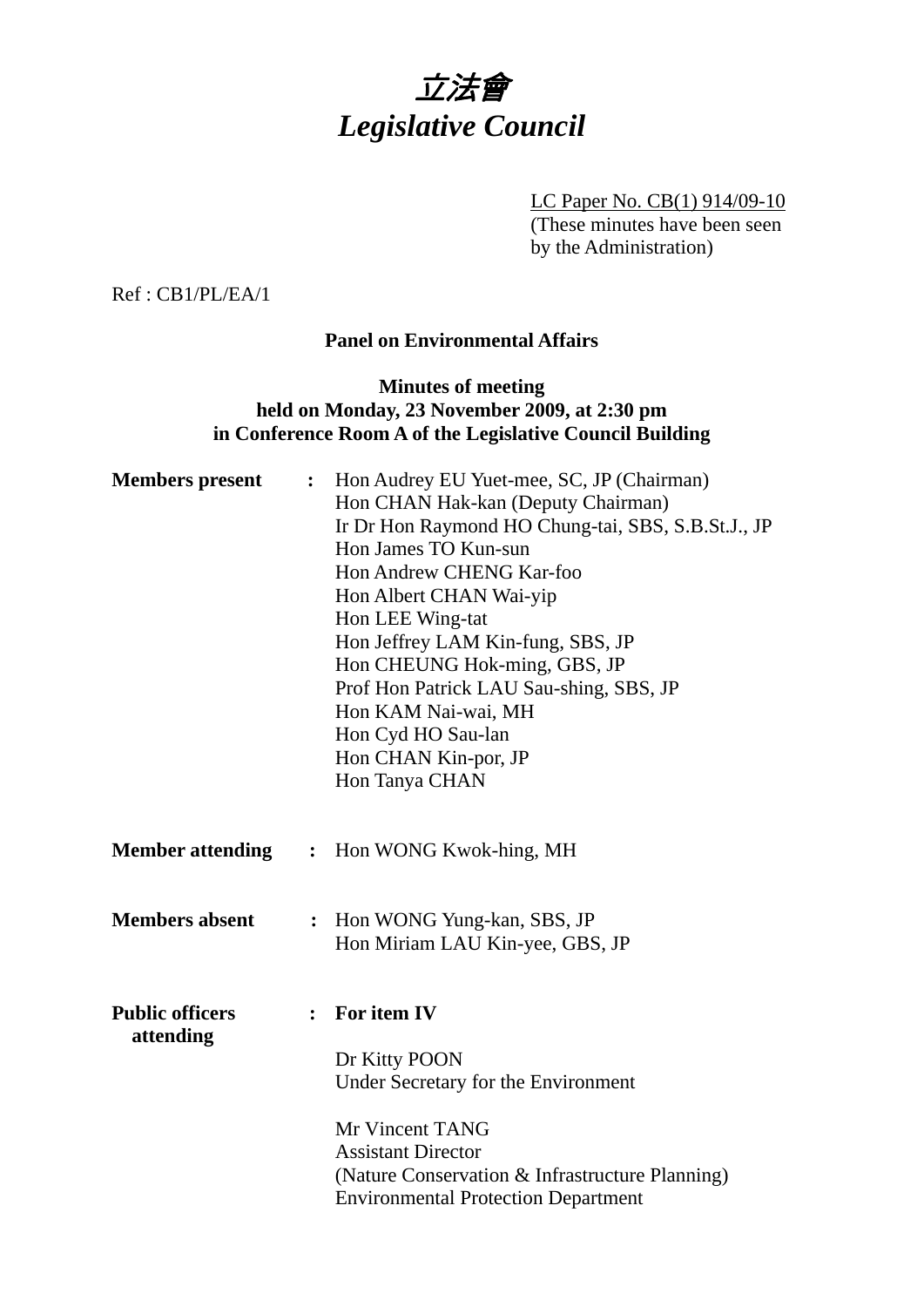# *立法會*
# *Legislative Council*

LC Paper No. CB(1) 914/09-10
(These minutes have been seen by the Administration)

Ref : CB1/PL/EA/1

**Panel on Environmental Affairs**

**Minutes of meeting held on Monday, 23 November 2009, at 2:30 pm in Conference Room A of the Legislative Council Building**

**Members present** : Hon Audrey EU Yuet-mee, SC, JP (Chairman)
Hon CHAN Hak-kan (Deputy Chairman)
Ir Dr Hon Raymond HO Chung-tai, SBS, S.B.St.J., JP
Hon James TO Kun-sun
Hon Andrew CHENG Kar-foo
Hon Albert CHAN Wai-yip
Hon LEE Wing-tat
Hon Jeffrey LAM Kin-fung, SBS, JP
Hon CHEUNG Hok-ming, GBS, JP
Prof Hon Patrick LAU Sau-shing, SBS, JP
Hon KAM Nai-wai, MH
Hon Cyd HO Sau-lan
Hon CHAN Kin-por, JP
Hon Tanya CHAN

**Member attending** : Hon WONG Kwok-hing, MH

**Members absent** : Hon WONG Yung-kan, SBS, JP
Hon Miriam LAU Kin-yee, GBS, JP

**Public officers attending** : **For item IV**

Dr Kitty POON
Under Secretary for the Environment

Mr Vincent TANG
Assistant Director
(Nature Conservation & Infrastructure Planning)
Environmental Protection Department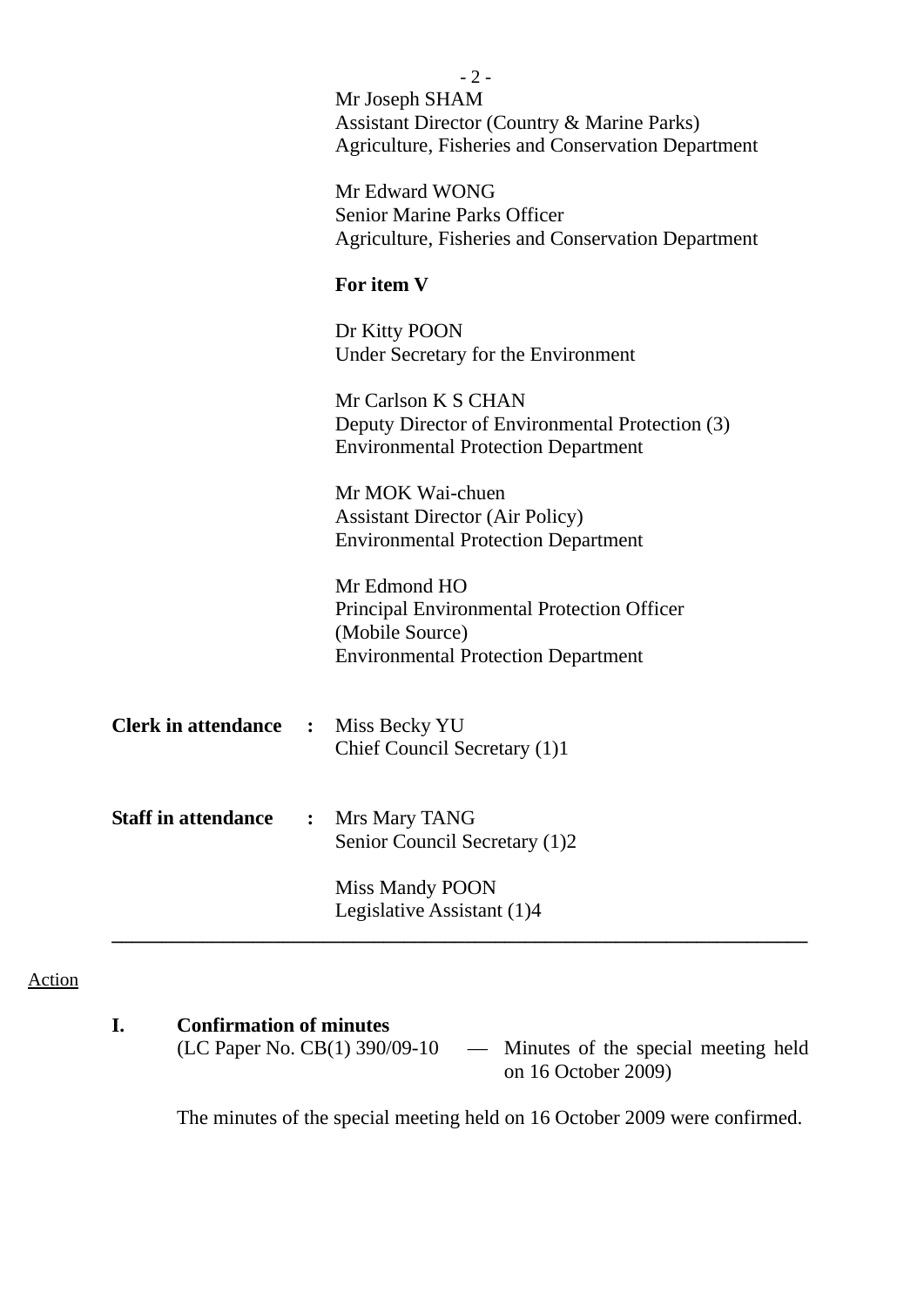Mr Joseph SHAM
Assistant Director (Country & Marine Parks)
Agriculture, Fisheries and Conservation Department

Mr Edward WONG
Senior Marine Parks Officer
Agriculture, Fisheries and Conservation Department

**For item V**

Dr Kitty POON
Under Secretary for the Environment

Mr Carlson K S CHAN
Deputy Director of Environmental Protection (3)
Environmental Protection Department

Mr MOK Wai-chuen
Assistant Director (Air Policy)
Environmental Protection Department

Mr Edmond HO
Principal Environmental Protection Officer
(Mobile Source)
Environmental Protection Department

**Clerk in attendance :** Miss Becky YU
Chief Council Secretary (1)1

**Staff in attendance :** Mrs Mary TANG
Senior Council Secretary (1)2

Miss Mandy POON
Legislative Assistant (1)4

---

Action

**I. Confirmation of minutes**
(LC Paper No. CB(1) 390/09-10 — Minutes of the special meeting held on 16 October 2009)

The minutes of the special meeting held on 16 October 2009 were confirmed.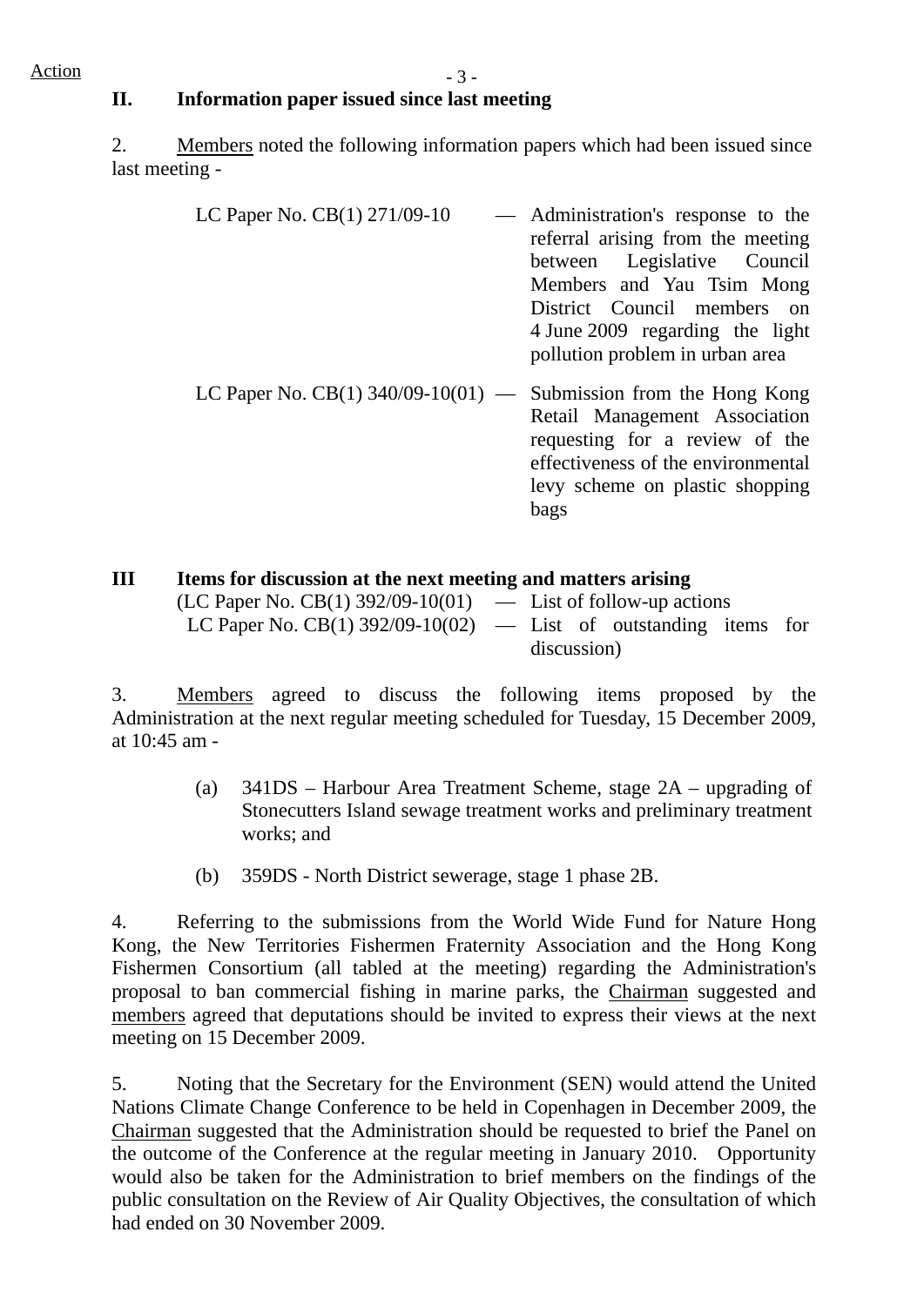Action

## II. Information paper issued since last meeting

2. Members noted the following information papers which had been issued since last meeting -

| | | |
|---|---|---|
| LC Paper No. CB(1) 271/09-10 | — | Administration's response to the referral arising from the meeting between Legislative Council Members and Yau Tsim Mong District Council members on 4 June 2009 regarding the light pollution problem in urban area |
| LC Paper No. CB(1) 340/09-10(01) | — | Submission from the Hong Kong Retail Management Association requesting for a review of the effectiveness of the environmental levy scheme on plastic shopping bags |

## III Items for discussion at the next meeting and matters arising

(LC Paper No. CB(1) 392/09-10(01) — List of follow-up actions
LC Paper No. CB(1) 392/09-10(02) — List of outstanding items for discussion)

3. Members agreed to discuss the following items proposed by the Administration at the next regular meeting scheduled for Tuesday, 15 December 2009, at 10:45 am -

(a) 341DS – Harbour Area Treatment Scheme, stage 2A – upgrading of Stonecutters Island sewage treatment works and preliminary treatment works; and

(b) 359DS - North District sewerage, stage 1 phase 2B.

4. Referring to the submissions from the World Wide Fund for Nature Hong Kong, the New Territories Fishermen Fraternity Association and the Hong Kong Fishermen Consortium (all tabled at the meeting) regarding the Administration's proposal to ban commercial fishing in marine parks, the Chairman suggested and members agreed that deputations should be invited to express their views at the next meeting on 15 December 2009.

5. Noting that the Secretary for the Environment (SEN) would attend the United Nations Climate Change Conference to be held in Copenhagen in December 2009, the Chairman suggested that the Administration should be requested to brief the Panel on the outcome of the Conference at the regular meeting in January 2010. Opportunity would also be taken for the Administration to brief members on the findings of the public consultation on the Review of Air Quality Objectives, the consultation of which had ended on 30 November 2009.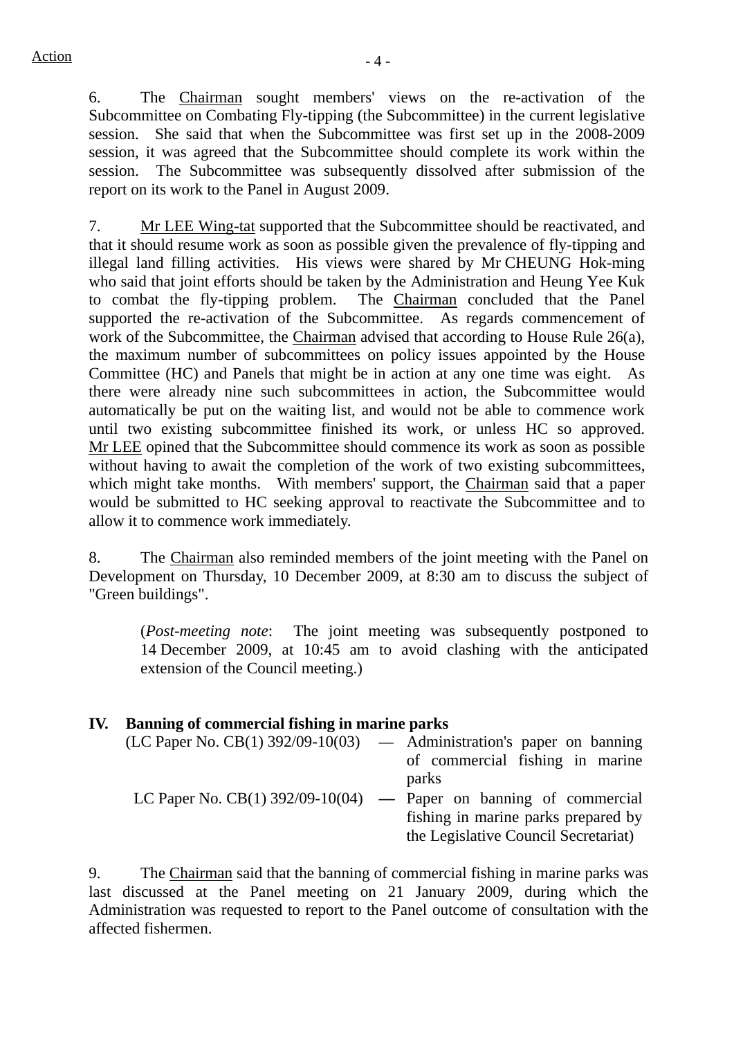6. The Chairman sought members' views on the re-activation of the Subcommittee on Combating Fly-tipping (the Subcommittee) in the current legislative session. She said that when the Subcommittee was first set up in the 2008-2009 session, it was agreed that the Subcommittee should complete its work within the session. The Subcommittee was subsequently dissolved after submission of the report on its work to the Panel in August 2009.

7. Mr LEE Wing-tat supported that the Subcommittee should be reactivated, and that it should resume work as soon as possible given the prevalence of fly-tipping and illegal land filling activities. His views were shared by Mr CHEUNG Hok-ming who said that joint efforts should be taken by the Administration and Heung Yee Kuk to combat the fly-tipping problem. The Chairman concluded that the Panel supported the re-activation of the Subcommittee. As regards commencement of work of the Subcommittee, the Chairman advised that according to House Rule 26(a), the maximum number of subcommittees on policy issues appointed by the House Committee (HC) and Panels that might be in action at any one time was eight. As there were already nine such subcommittees in action, the Subcommittee would automatically be put on the waiting list, and would not be able to commence work until two existing subcommittee finished its work, or unless HC so approved. Mr LEE opined that the Subcommittee should commence its work as soon as possible without having to await the completion of the work of two existing subcommittees, which might take months. With members' support, the Chairman said that a paper would be submitted to HC seeking approval to reactivate the Subcommittee and to allow it to commence work immediately.

8. The Chairman also reminded members of the joint meeting with the Panel on Development on Thursday, 10 December 2009, at 8:30 am to discuss the subject of "Green buildings".

> (*Post-meeting note*: The joint meeting was subsequently postponed to 14 December 2009, at 10:45 am to avoid clashing with the anticipated extension of the Council meeting.)

## IV. Banning of commercial fishing in marine parks

(LC Paper No. CB(1) 392/09-10(03) — Administration's paper on banning of commercial fishing in marine parks

LC Paper No. CB(1) 392/09-10(04) — Paper on banning of commercial fishing in marine parks prepared by the Legislative Council Secretariat)

9. The Chairman said that the banning of commercial fishing in marine parks was last discussed at the Panel meeting on 21 January 2009, during which the Administration was requested to report to the Panel outcome of consultation with the affected fishermen.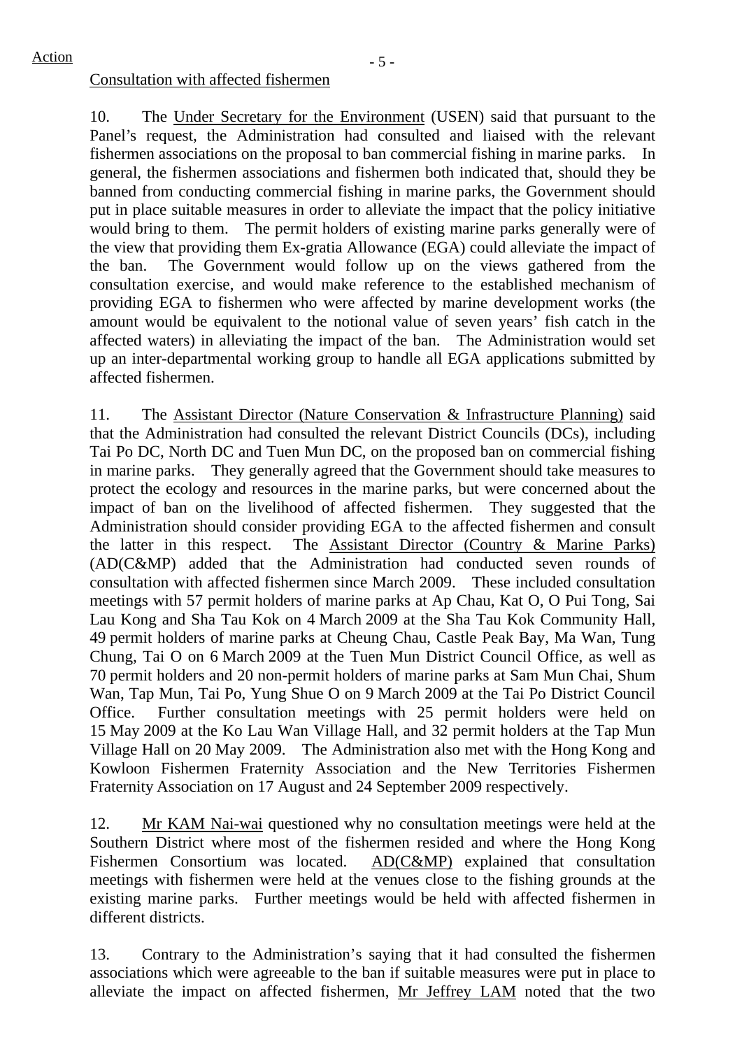Action

Consultation with affected fishermen

10. The Under Secretary for the Environment (USEN) said that pursuant to the Panel's request, the Administration had consulted and liaised with the relevant fishermen associations on the proposal to ban commercial fishing in marine parks. In general, the fishermen associations and fishermen both indicated that, should they be banned from conducting commercial fishing in marine parks, the Government should put in place suitable measures in order to alleviate the impact that the policy initiative would bring to them. The permit holders of existing marine parks generally were of the view that providing them Ex-gratia Allowance (EGA) could alleviate the impact of the ban. The Government would follow up on the views gathered from the consultation exercise, and would make reference to the established mechanism of providing EGA to fishermen who were affected by marine development works (the amount would be equivalent to the notional value of seven years' fish catch in the affected waters) in alleviating the impact of the ban. The Administration would set up an inter-departmental working group to handle all EGA applications submitted by affected fishermen.

11. The Assistant Director (Nature Conservation & Infrastructure Planning) said that the Administration had consulted the relevant District Councils (DCs), including Tai Po DC, North DC and Tuen Mun DC, on the proposed ban on commercial fishing in marine parks. They generally agreed that the Government should take measures to protect the ecology and resources in the marine parks, but were concerned about the impact of ban on the livelihood of affected fishermen. They suggested that the Administration should consider providing EGA to the affected fishermen and consult the latter in this respect. The Assistant Director (Country & Marine Parks) (AD(C&MP) added that the Administration had conducted seven rounds of consultation with affected fishermen since March 2009. These included consultation meetings with 57 permit holders of marine parks at Ap Chau, Kat O, O Pui Tong, Sai Lau Kong and Sha Tau Kok on 4 March 2009 at the Sha Tau Kok Community Hall, 49 permit holders of marine parks at Cheung Chau, Castle Peak Bay, Ma Wan, Tung Chung, Tai O on 6 March 2009 at the Tuen Mun District Council Office, as well as 70 permit holders and 20 non-permit holders of marine parks at Sam Mun Chai, Shum Wan, Tap Mun, Tai Po, Yung Shue O on 9 March 2009 at the Tai Po District Council Office. Further consultation meetings with 25 permit holders were held on 15 May 2009 at the Ko Lau Wan Village Hall, and 32 permit holders at the Tap Mun Village Hall on 20 May 2009. The Administration also met with the Hong Kong and Kowloon Fishermen Fraternity Association and the New Territories Fishermen Fraternity Association on 17 August and 24 September 2009 respectively.

12. Mr KAM Nai-wai questioned why no consultation meetings were held at the Southern District where most of the fishermen resided and where the Hong Kong Fishermen Consortium was located. AD(C&MP) explained that consultation meetings with fishermen were held at the venues close to the fishing grounds at the existing marine parks. Further meetings would be held with affected fishermen in different districts.

13. Contrary to the Administration's saying that it had consulted the fishermen associations which were agreeable to the ban if suitable measures were put in place to alleviate the impact on affected fishermen, Mr Jeffrey LAM noted that the two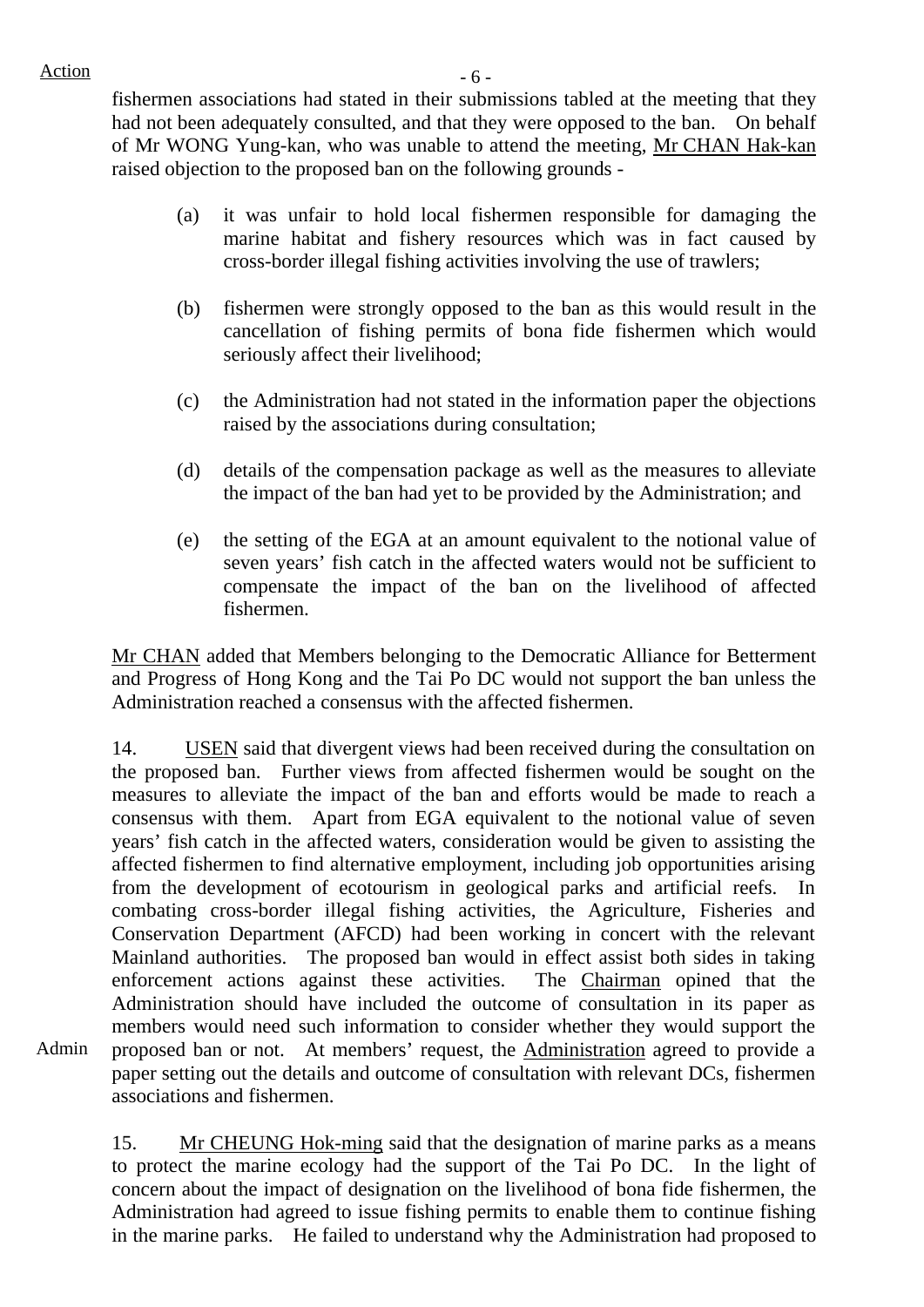fishermen associations had stated in their submissions tabled at the meeting that they had not been adequately consulted, and that they were opposed to the ban. On behalf of Mr WONG Yung-kan, who was unable to attend the meeting, Mr CHAN Hak-kan raised objection to the proposed ban on the following grounds -

(a) it was unfair to hold local fishermen responsible for damaging the marine habitat and fishery resources which was in fact caused by cross-border illegal fishing activities involving the use of trawlers;

(b) fishermen were strongly opposed to the ban as this would result in the cancellation of fishing permits of bona fide fishermen which would seriously affect their livelihood;

(c) the Administration had not stated in the information paper the objections raised by the associations during consultation;

(d) details of the compensation package as well as the measures to alleviate the impact of the ban had yet to be provided by the Administration; and

(e) the setting of the EGA at an amount equivalent to the notional value of seven years' fish catch in the affected waters would not be sufficient to compensate the impact of the ban on the livelihood of affected fishermen.

Mr CHAN added that Members belonging to the Democratic Alliance for Betterment and Progress of Hong Kong and the Tai Po DC would not support the ban unless the Administration reached a consensus with the affected fishermen.

14. USEN said that divergent views had been received during the consultation on the proposed ban. Further views from affected fishermen would be sought on the measures to alleviate the impact of the ban and efforts would be made to reach a consensus with them. Apart from EGA equivalent to the notional value of seven years' fish catch in the affected waters, consideration would be given to assisting the affected fishermen to find alternative employment, including job opportunities arising from the development of ecotourism in geological parks and artificial reefs. In combating cross-border illegal fishing activities, the Agriculture, Fisheries and Conservation Department (AFCD) had been working in concert with the relevant Mainland authorities. The proposed ban would in effect assist both sides in taking enforcement actions against these activities. The Chairman opined that the Administration should have included the outcome of consultation in its paper as members would need such information to consider whether they would support the proposed ban or not. At members' request, the Administration agreed to provide a paper setting out the details and outcome of consultation with relevant DCs, fishermen associations and fishermen.

Admin

15. Mr CHEUNG Hok-ming said that the designation of marine parks as a means to protect the marine ecology had the support of the Tai Po DC. In the light of concern about the impact of designation on the livelihood of bona fide fishermen, the Administration had agreed to issue fishing permits to enable them to continue fishing in the marine parks. He failed to understand why the Administration had proposed to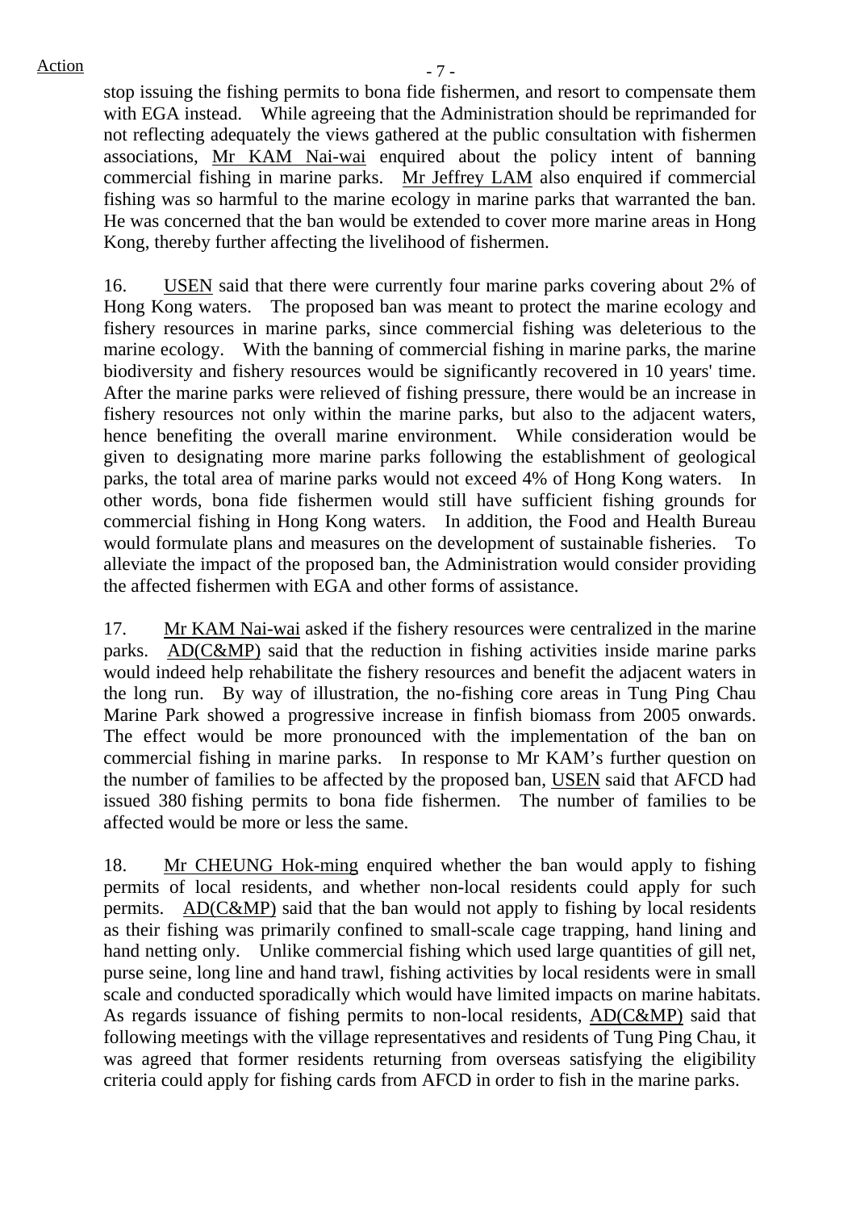stop issuing the fishing permits to bona fide fishermen, and resort to compensate them with EGA instead. While agreeing that the Administration should be reprimanded for not reflecting adequately the views gathered at the public consultation with fishermen associations, Mr KAM Nai-wai enquired about the policy intent of banning commercial fishing in marine parks. Mr Jeffrey LAM also enquired if commercial fishing was so harmful to the marine ecology in marine parks that warranted the ban. He was concerned that the ban would be extended to cover more marine areas in Hong Kong, thereby further affecting the livelihood of fishermen.

16. USEN said that there were currently four marine parks covering about 2% of Hong Kong waters. The proposed ban was meant to protect the marine ecology and fishery resources in marine parks, since commercial fishing was deleterious to the marine ecology. With the banning of commercial fishing in marine parks, the marine biodiversity and fishery resources would be significantly recovered in 10 years' time. After the marine parks were relieved of fishing pressure, there would be an increase in fishery resources not only within the marine parks, but also to the adjacent waters, hence benefiting the overall marine environment. While consideration would be given to designating more marine parks following the establishment of geological parks, the total area of marine parks would not exceed 4% of Hong Kong waters. In other words, bona fide fishermen would still have sufficient fishing grounds for commercial fishing in Hong Kong waters. In addition, the Food and Health Bureau would formulate plans and measures on the development of sustainable fisheries. To alleviate the impact of the proposed ban, the Administration would consider providing the affected fishermen with EGA and other forms of assistance.

17. Mr KAM Nai-wai asked if the fishery resources were centralized in the marine parks. AD(C&MP) said that the reduction in fishing activities inside marine parks would indeed help rehabilitate the fishery resources and benefit the adjacent waters in the long run. By way of illustration, the no-fishing core areas in Tung Ping Chau Marine Park showed a progressive increase in finfish biomass from 2005 onwards. The effect would be more pronounced with the implementation of the ban on commercial fishing in marine parks. In response to Mr KAM's further question on the number of families to be affected by the proposed ban, USEN said that AFCD had issued 380 fishing permits to bona fide fishermen. The number of families to be affected would be more or less the same.

18. Mr CHEUNG Hok-ming enquired whether the ban would apply to fishing permits of local residents, and whether non-local residents could apply for such permits. AD(C&MP) said that the ban would not apply to fishing by local residents as their fishing was primarily confined to small-scale cage trapping, hand lining and hand netting only. Unlike commercial fishing which used large quantities of gill net, purse seine, long line and hand trawl, fishing activities by local residents were in small scale and conducted sporadically which would have limited impacts on marine habitats. As regards issuance of fishing permits to non-local residents, AD(C&MP) said that following meetings with the village representatives and residents of Tung Ping Chau, it was agreed that former residents returning from overseas satisfying the eligibility criteria could apply for fishing cards from AFCD in order to fish in the marine parks.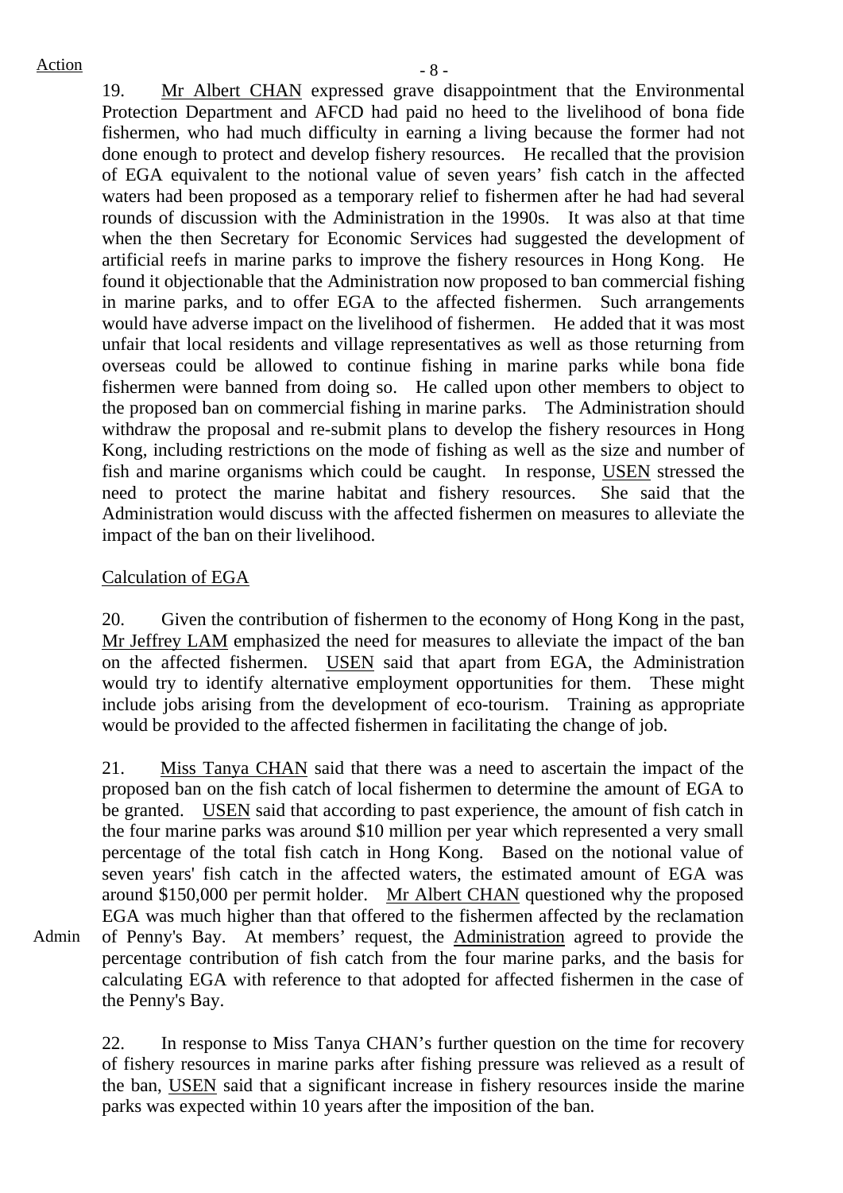Action

19. Mr Albert CHAN expressed grave disappointment that the Environmental Protection Department and AFCD had paid no heed to the livelihood of bona fide fishermen, who had much difficulty in earning a living because the former had not done enough to protect and develop fishery resources. He recalled that the provision of EGA equivalent to the notional value of seven years' fish catch in the affected waters had been proposed as a temporary relief to fishermen after he had had several rounds of discussion with the Administration in the 1990s. It was also at that time when the then Secretary for Economic Services had suggested the development of artificial reefs in marine parks to improve the fishery resources in Hong Kong. He found it objectionable that the Administration now proposed to ban commercial fishing in marine parks, and to offer EGA to the affected fishermen. Such arrangements would have adverse impact on the livelihood of fishermen. He added that it was most unfair that local residents and village representatives as well as those returning from overseas could be allowed to continue fishing in marine parks while bona fide fishermen were banned from doing so. He called upon other members to object to the proposed ban on commercial fishing in marine parks. The Administration should withdraw the proposal and re-submit plans to develop the fishery resources in Hong Kong, including restrictions on the mode of fishing as well as the size and number of fish and marine organisms which could be caught. In response, USEN stressed the need to protect the marine habitat and fishery resources. She said that the Administration would discuss with the affected fishermen on measures to alleviate the impact of the ban on their livelihood.

Calculation of EGA

20. Given the contribution of fishermen to the economy of Hong Kong in the past, Mr Jeffrey LAM emphasized the need for measures to alleviate the impact of the ban on the affected fishermen. USEN said that apart from EGA, the Administration would try to identify alternative employment opportunities for them. These might include jobs arising from the development of eco-tourism. Training as appropriate would be provided to the affected fishermen in facilitating the change of job.

21. Miss Tanya CHAN said that there was a need to ascertain the impact of the proposed ban on the fish catch of local fishermen to determine the amount of EGA to be granted. USEN said that according to past experience, the amount of fish catch in the four marine parks was around $10 million per year which represented a very small percentage of the total fish catch in Hong Kong. Based on the notional value of seven years' fish catch in the affected waters, the estimated amount of EGA was around $150,000 per permit holder. Mr Albert CHAN questioned why the proposed EGA was much higher than that offered to the fishermen affected by the reclamation of Penny's Bay. At members' request, the Administration agreed to provide the percentage contribution of fish catch from the four marine parks, and the basis for calculating EGA with reference to that adopted for affected fishermen in the case of the Penny's Bay.

Admin

22. In response to Miss Tanya CHAN's further question on the time for recovery of fishery resources in marine parks after fishing pressure was relieved as a result of the ban, USEN said that a significant increase in fishery resources inside the marine parks was expected within 10 years after the imposition of the ban.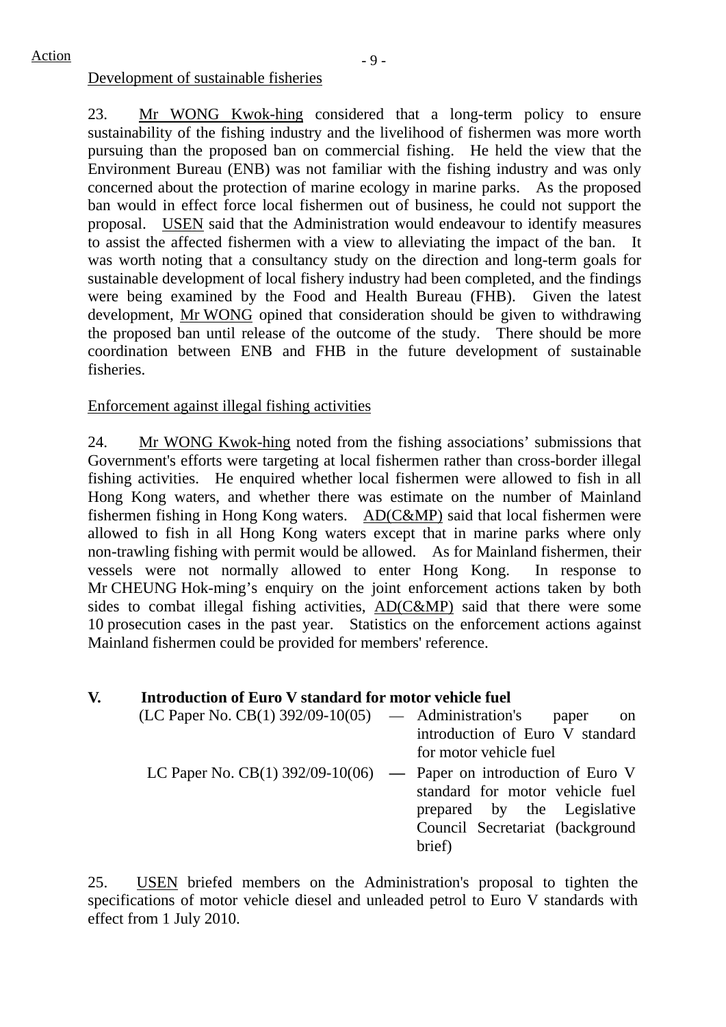Development of sustainable fisheries

23. Mr WONG Kwok-hing considered that a long-term policy to ensure sustainability of the fishing industry and the livelihood of fishermen was more worth pursuing than the proposed ban on commercial fishing. He held the view that the Environment Bureau (ENB) was not familiar with the fishing industry and was only concerned about the protection of marine ecology in marine parks. As the proposed ban would in effect force local fishermen out of business, he could not support the proposal. USEN said that the Administration would endeavour to identify measures to assist the affected fishermen with a view to alleviating the impact of the ban. It was worth noting that a consultancy study on the direction and long-term goals for sustainable development of local fishery industry had been completed, and the findings were being examined by the Food and Health Bureau (FHB). Given the latest development, Mr WONG opined that consideration should be given to withdrawing the proposed ban until release of the outcome of the study. There should be more coordination between ENB and FHB in the future development of sustainable fisheries.

Enforcement against illegal fishing activities

24. Mr WONG Kwok-hing noted from the fishing associations' submissions that Government's efforts were targeting at local fishermen rather than cross-border illegal fishing activities. He enquired whether local fishermen were allowed to fish in all Hong Kong waters, and whether there was estimate on the number of Mainland fishermen fishing in Hong Kong waters. AD(C&MP) said that local fishermen were allowed to fish in all Hong Kong waters except that in marine parks where only non-trawling fishing with permit would be allowed. As for Mainland fishermen, their vessels were not normally allowed to enter Hong Kong. In response to Mr CHEUNG Hok-ming's enquiry on the joint enforcement actions taken by both sides to combat illegal fishing activities, AD(C&MP) said that there were some 10 prosecution cases in the past year. Statistics on the enforcement actions against Mainland fishermen could be provided for members' reference.

## V. Introduction of Euro V standard for motor vehicle fuel

(LC Paper No. CB(1) 392/09-10(05) — Administration's paper on introduction of Euro V standard for motor vehicle fuel

LC Paper No. CB(1) 392/09-10(06) — Paper on introduction of Euro V standard for motor vehicle fuel prepared by the Legislative Council Secretariat (background brief)

25. USEN briefed members on the Administration's proposal to tighten the specifications of motor vehicle diesel and unleaded petrol to Euro V standards with effect from 1 July 2010.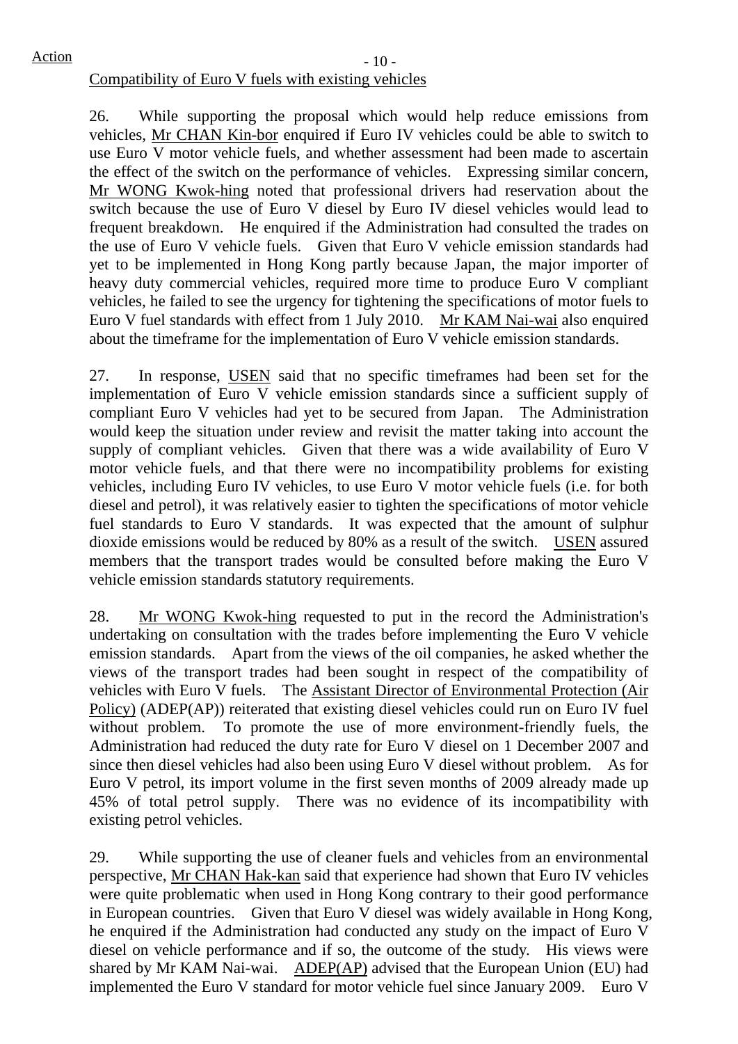Action

Compatibility of Euro V fuels with existing vehicles

26. While supporting the proposal which would help reduce emissions from vehicles, Mr CHAN Kin-bor enquired if Euro IV vehicles could be able to switch to use Euro V motor vehicle fuels, and whether assessment had been made to ascertain the effect of the switch on the performance of vehicles. Expressing similar concern, Mr WONG Kwok-hing noted that professional drivers had reservation about the switch because the use of Euro V diesel by Euro IV diesel vehicles would lead to frequent breakdown. He enquired if the Administration had consulted the trades on the use of Euro V vehicle fuels. Given that Euro V vehicle emission standards had yet to be implemented in Hong Kong partly because Japan, the major importer of heavy duty commercial vehicles, required more time to produce Euro V compliant vehicles, he failed to see the urgency for tightening the specifications of motor fuels to Euro V fuel standards with effect from 1 July 2010. Mr KAM Nai-wai also enquired about the timeframe for the implementation of Euro V vehicle emission standards.

27. In response, USEN said that no specific timeframes had been set for the implementation of Euro V vehicle emission standards since a sufficient supply of compliant Euro V vehicles had yet to be secured from Japan. The Administration would keep the situation under review and revisit the matter taking into account the supply of compliant vehicles. Given that there was a wide availability of Euro V motor vehicle fuels, and that there were no incompatibility problems for existing vehicles, including Euro IV vehicles, to use Euro V motor vehicle fuels (i.e. for both diesel and petrol), it was relatively easier to tighten the specifications of motor vehicle fuel standards to Euro V standards. It was expected that the amount of sulphur dioxide emissions would be reduced by 80% as a result of the switch. USEN assured members that the transport trades would be consulted before making the Euro V vehicle emission standards statutory requirements.

28. Mr WONG Kwok-hing requested to put in the record the Administration's undertaking on consultation with the trades before implementing the Euro V vehicle emission standards. Apart from the views of the oil companies, he asked whether the views of the transport trades had been sought in respect of the compatibility of vehicles with Euro V fuels. The Assistant Director of Environmental Protection (Air Policy) (ADEP(AP)) reiterated that existing diesel vehicles could run on Euro IV fuel without problem. To promote the use of more environment-friendly fuels, the Administration had reduced the duty rate for Euro V diesel on 1 December 2007 and since then diesel vehicles had also been using Euro V diesel without problem. As for Euro V petrol, its import volume in the first seven months of 2009 already made up 45% of total petrol supply. There was no evidence of its incompatibility with existing petrol vehicles.

29. While supporting the use of cleaner fuels and vehicles from an environmental perspective, Mr CHAN Hak-kan said that experience had shown that Euro IV vehicles were quite problematic when used in Hong Kong contrary to their good performance in European countries. Given that Euro V diesel was widely available in Hong Kong, he enquired if the Administration had conducted any study on the impact of Euro V diesel on vehicle performance and if so, the outcome of the study. His views were shared by Mr KAM Nai-wai. ADEP(AP) advised that the European Union (EU) had implemented the Euro V standard for motor vehicle fuel since January 2009. Euro V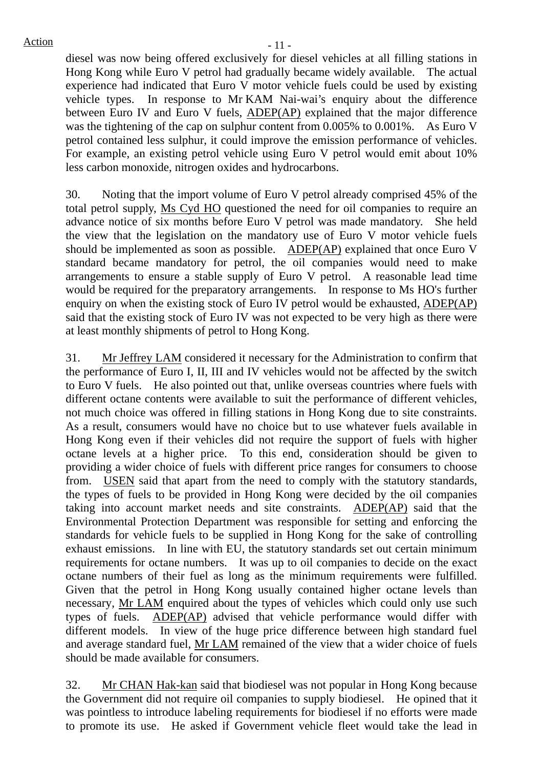diesel was now being offered exclusively for diesel vehicles at all filling stations in Hong Kong while Euro V petrol had gradually became widely available. The actual experience had indicated that Euro V motor vehicle fuels could be used by existing vehicle types. In response to Mr KAM Nai-wai's enquiry about the difference between Euro IV and Euro V fuels, ADEP(AP) explained that the major difference was the tightening of the cap on sulphur content from 0.005% to 0.001%. As Euro V petrol contained less sulphur, it could improve the emission performance of vehicles. For example, an existing petrol vehicle using Euro V petrol would emit about 10% less carbon monoxide, nitrogen oxides and hydrocarbons.

30. Noting that the import volume of Euro V petrol already comprised 45% of the total petrol supply, Ms Cyd HO questioned the need for oil companies to require an advance notice of six months before Euro V petrol was made mandatory. She held the view that the legislation on the mandatory use of Euro V motor vehicle fuels should be implemented as soon as possible. ADEP(AP) explained that once Euro V standard became mandatory for petrol, the oil companies would need to make arrangements to ensure a stable supply of Euro V petrol. A reasonable lead time would be required for the preparatory arrangements. In response to Ms HO's further enquiry on when the existing stock of Euro IV petrol would be exhausted, ADEP(AP) said that the existing stock of Euro IV was not expected to be very high as there were at least monthly shipments of petrol to Hong Kong.

31. Mr Jeffrey LAM considered it necessary for the Administration to confirm that the performance of Euro I, II, III and IV vehicles would not be affected by the switch to Euro V fuels. He also pointed out that, unlike overseas countries where fuels with different octane contents were available to suit the performance of different vehicles, not much choice was offered in filling stations in Hong Kong due to site constraints. As a result, consumers would have no choice but to use whatever fuels available in Hong Kong even if their vehicles did not require the support of fuels with higher octane levels at a higher price. To this end, consideration should be given to providing a wider choice of fuels with different price ranges for consumers to choose from. USEN said that apart from the need to comply with the statutory standards, the types of fuels to be provided in Hong Kong were decided by the oil companies taking into account market needs and site constraints. ADEP(AP) said that the Environmental Protection Department was responsible for setting and enforcing the standards for vehicle fuels to be supplied in Hong Kong for the sake of controlling exhaust emissions. In line with EU, the statutory standards set out certain minimum requirements for octane numbers. It was up to oil companies to decide on the exact octane numbers of their fuel as long as the minimum requirements were fulfilled. Given that the petrol in Hong Kong usually contained higher octane levels than necessary, Mr LAM enquired about the types of vehicles which could only use such types of fuels. ADEP(AP) advised that vehicle performance would differ with different models. In view of the huge price difference between high standard fuel and average standard fuel, Mr LAM remained of the view that a wider choice of fuels should be made available for consumers.

32. Mr CHAN Hak-kan said that biodiesel was not popular in Hong Kong because the Government did not require oil companies to supply biodiesel. He opined that it was pointless to introduce labeling requirements for biodiesel if no efforts were made to promote its use. He asked if Government vehicle fleet would take the lead in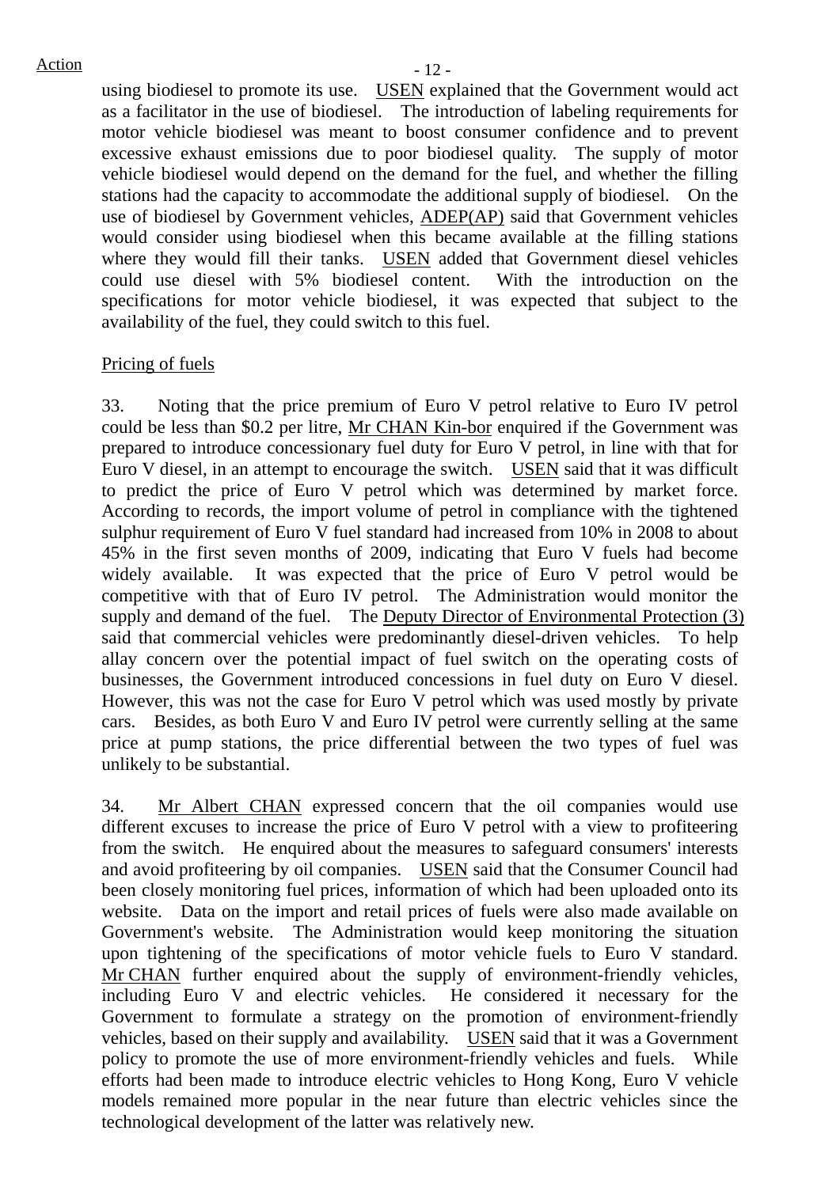using biodiesel to promote its use. USEN explained that the Government would act as a facilitator in the use of biodiesel. The introduction of labeling requirements for motor vehicle biodiesel was meant to boost consumer confidence and to prevent excessive exhaust emissions due to poor biodiesel quality. The supply of motor vehicle biodiesel would depend on the demand for the fuel, and whether the filling stations had the capacity to accommodate the additional supply of biodiesel. On the use of biodiesel by Government vehicles, ADEP(AP) said that Government vehicles would consider using biodiesel when this became available at the filling stations where they would fill their tanks. USEN added that Government diesel vehicles could use diesel with 5% biodiesel content. With the introduction on the specifications for motor vehicle biodiesel, it was expected that subject to the availability of the fuel, they could switch to this fuel.

Pricing of fuels

33. Noting that the price premium of Euro V petrol relative to Euro IV petrol could be less than \$0.2 per litre, Mr CHAN Kin-bor enquired if the Government was prepared to introduce concessionary fuel duty for Euro V petrol, in line with that for Euro V diesel, in an attempt to encourage the switch. USEN said that it was difficult to predict the price of Euro V petrol which was determined by market force. According to records, the import volume of petrol in compliance with the tightened sulphur requirement of Euro V fuel standard had increased from 10% in 2008 to about 45% in the first seven months of 2009, indicating that Euro V fuels had become widely available. It was expected that the price of Euro V petrol would be competitive with that of Euro IV petrol. The Administration would monitor the supply and demand of the fuel. The Deputy Director of Environmental Protection (3) said that commercial vehicles were predominantly diesel-driven vehicles. To help allay concern over the potential impact of fuel switch on the operating costs of businesses, the Government introduced concessions in fuel duty on Euro V diesel. However, this was not the case for Euro V petrol which was used mostly by private cars. Besides, as both Euro V and Euro IV petrol were currently selling at the same price at pump stations, the price differential between the two types of fuel was unlikely to be substantial.

34. Mr Albert CHAN expressed concern that the oil companies would use different excuses to increase the price of Euro V petrol with a view to profiteering from the switch. He enquired about the measures to safeguard consumers' interests and avoid profiteering by oil companies. USEN said that the Consumer Council had been closely monitoring fuel prices, information of which had been uploaded onto its website. Data on the import and retail prices of fuels were also made available on Government's website. The Administration would keep monitoring the situation upon tightening of the specifications of motor vehicle fuels to Euro V standard. Mr CHAN further enquired about the supply of environment-friendly vehicles, including Euro V and electric vehicles. He considered it necessary for the Government to formulate a strategy on the promotion of environment-friendly vehicles, based on their supply and availability. USEN said that it was a Government policy to promote the use of more environment-friendly vehicles and fuels. While efforts had been made to introduce electric vehicles to Hong Kong, Euro V vehicle models remained more popular in the near future than electric vehicles since the technological development of the latter was relatively new.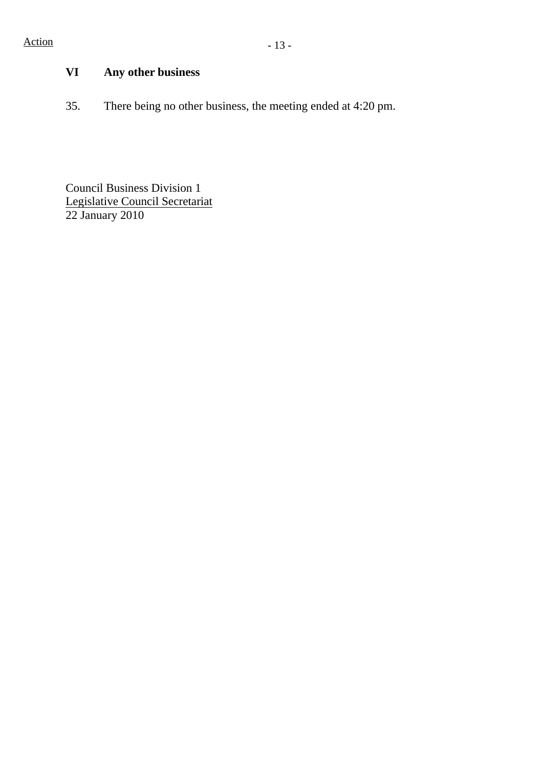Action

## VI Any other business

35. There being no other business, the meeting ended at 4:20 pm.

Council Business Division 1
Legislative Council Secretariat
22 January 2010